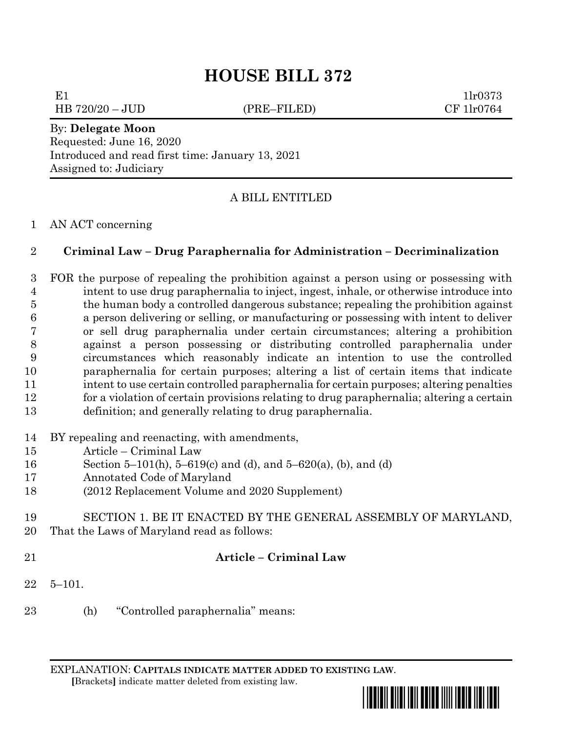# HOUSE BILL 372

E1 1lr0373
HB 720/20 – JUD (PRE–FILED) CF 1lr0764

By: **Delegate Moon**
Requested: June 16, 2020
Introduced and read first time: January 13, 2021
Assigned to: Judiciary

A BILL ENTITLED

AN ACT concerning

## Criminal Law – Drug Paraphernalia for Administration – Decriminalization

FOR the purpose of repealing the prohibition against a person using or possessing with intent to use drug paraphernalia to inject, ingest, inhale, or otherwise introduce into the human body a controlled dangerous substance; repealing the prohibition against a person delivering or selling, or manufacturing or possessing with intent to deliver or sell drug paraphernalia under certain circumstances; altering a prohibition against a person possessing or distributing controlled paraphernalia under circumstances which reasonably indicate an intention to use the controlled paraphernalia for certain purposes; altering a list of certain items that indicate intent to use certain controlled paraphernalia for certain purposes; altering penalties for a violation of certain provisions relating to drug paraphernalia; altering a certain definition; and generally relating to drug paraphernalia.

BY repealing and reenacting, with amendments,
Article – Criminal Law
Section 5–101(h), 5–619(c) and (d), and 5–620(a), (b), and (d)
Annotated Code of Maryland
(2012 Replacement Volume and 2020 Supplement)

SECTION 1. BE IT ENACTED BY THE GENERAL ASSEMBLY OF MARYLAND, That the Laws of Maryland read as follows:

**Article – Criminal Law**

5–101.

(h) "Controlled paraphernalia" means:

EXPLANATION: **CAPITALS INDICATE MATTER ADDED TO EXISTING LAW**.
**[**Brackets**]** indicate matter deleted from existing law.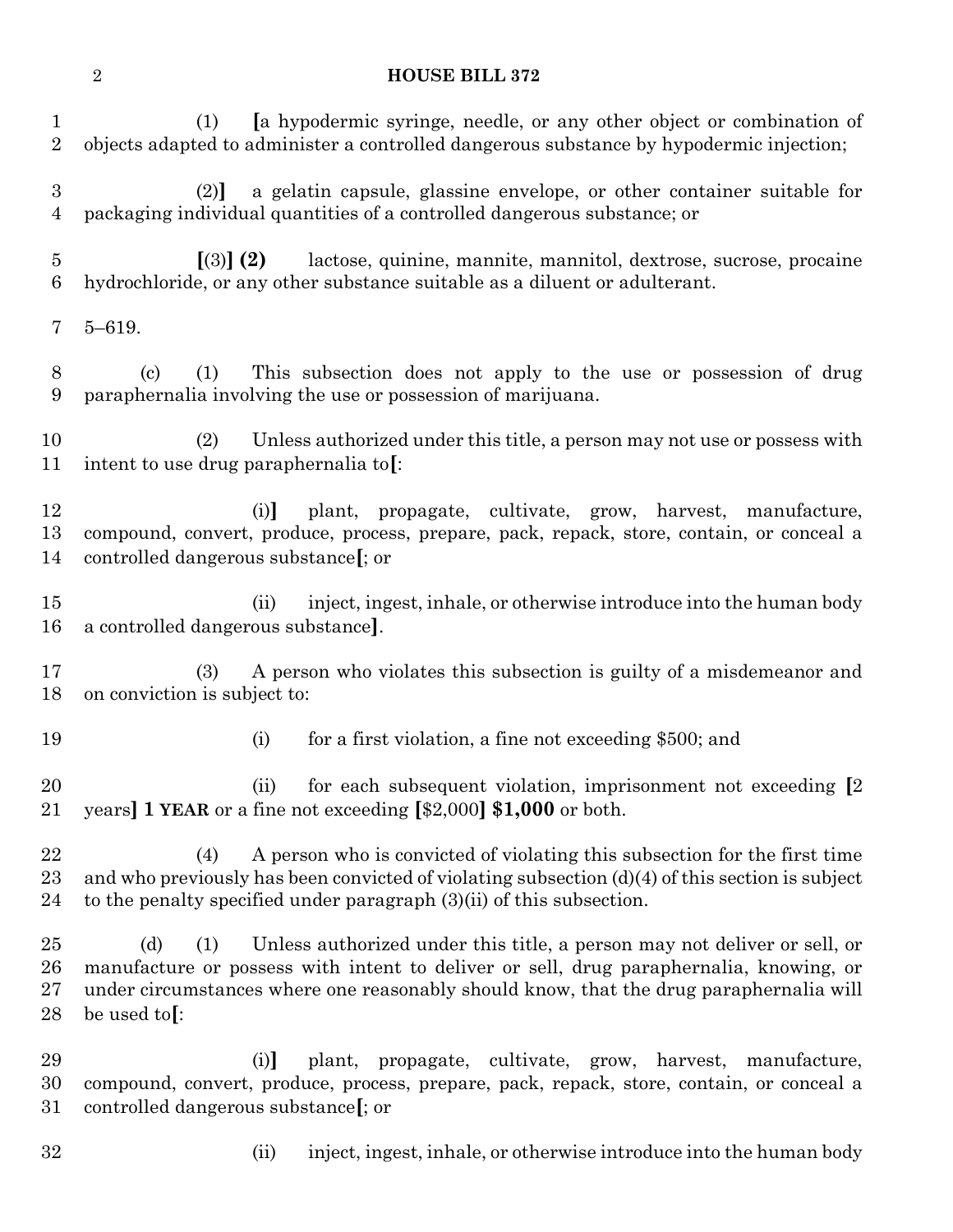(1) [a hypodermic syringe, needle, or any other object or combination of objects adapted to administer a controlled dangerous substance by hypodermic injection;

(2)] a gelatin capsule, glassine envelope, or other container suitable for packaging individual quantities of a controlled dangerous substance; or

[(3)] **(2)** lactose, quinine, mannite, mannitol, dextrose, sucrose, procaine hydrochloride, or any other substance suitable as a diluent or adulterant.

5–619.

(c) (1) This subsection does not apply to the use or possession of drug paraphernalia involving the use or possession of marijuana.

(2) Unless authorized under this title, a person may not use or possess with intent to use drug paraphernalia to[:

(i)] plant, propagate, cultivate, grow, harvest, manufacture, compound, convert, produce, process, prepare, pack, repack, store, contain, or conceal a controlled dangerous substance[; or

(ii) inject, ingest, inhale, or otherwise introduce into the human body a controlled dangerous substance].

(3) A person who violates this subsection is guilty of a misdemeanor and on conviction is subject to:

(i) for a first violation, a fine not exceeding $500; and

(ii) for each subsequent violation, imprisonment not exceeding [2 years] **1 YEAR** or a fine not exceeding [$2,000] **$1,000** or both.

(4) A person who is convicted of violating this subsection for the first time and who previously has been convicted of violating subsection (d)(4) of this section is subject to the penalty specified under paragraph (3)(ii) of this subsection.

(d) (1) Unless authorized under this title, a person may not deliver or sell, or manufacture or possess with intent to deliver or sell, drug paraphernalia, knowing, or under circumstances where one reasonably should know, that the drug paraphernalia will be used to[:

(i)] plant, propagate, cultivate, grow, harvest, manufacture, compound, convert, produce, process, prepare, pack, repack, store, contain, or conceal a controlled dangerous substance[; or

(ii) inject, ingest, inhale, or otherwise introduce into the human body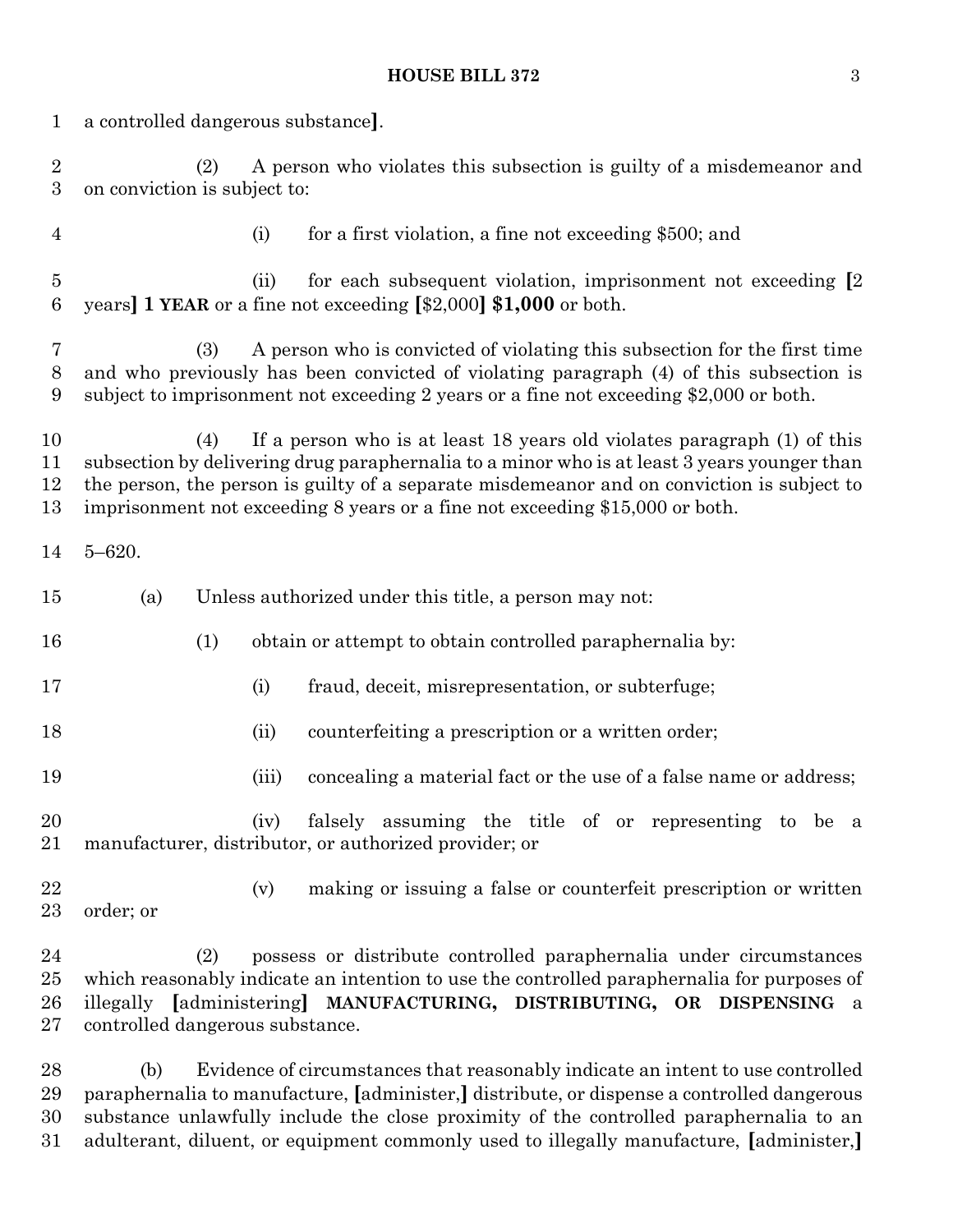a controlled dangerous substance**]**.

(2) A person who violates this subsection is guilty of a misdemeanor and on conviction is subject to:

(i) for a first violation, a fine not exceeding $500; and

(ii) for each subsequent violation, imprisonment not exceeding **[**2 years**]** **1 YEAR** or a fine not exceeding **[**$2,000**]** **$1,000** or both.

(3) A person who is convicted of violating this subsection for the first time and who previously has been convicted of violating paragraph (4) of this subsection is subject to imprisonment not exceeding 2 years or a fine not exceeding $2,000 or both.

(4) If a person who is at least 18 years old violates paragraph (1) of this subsection by delivering drug paraphernalia to a minor who is at least 3 years younger than the person, the person is guilty of a separate misdemeanor and on conviction is subject to imprisonment not exceeding 8 years or a fine not exceeding $15,000 or both.

5–620.

(a) Unless authorized under this title, a person may not:

(1) obtain or attempt to obtain controlled paraphernalia by:

(i) fraud, deceit, misrepresentation, or subterfuge;

(ii) counterfeiting a prescription or a written order;

(iii) concealing a material fact or the use of a false name or address;

(iv) falsely assuming the title of or representing to be a manufacturer, distributor, or authorized provider; or

(v) making or issuing a false or counterfeit prescription or written order; or

(2) possess or distribute controlled paraphernalia under circumstances which reasonably indicate an intention to use the controlled paraphernalia for purposes of illegally **[**administering**]** **MANUFACTURING, DISTRIBUTING, OR DISPENSING** a controlled dangerous substance.

(b) Evidence of circumstances that reasonably indicate an intent to use controlled paraphernalia to manufacture, **[**administer,**]** distribute, or dispense a controlled dangerous substance unlawfully include the close proximity of the controlled paraphernalia to an adulterant, diluent, or equipment commonly used to illegally manufacture, **[**administer,**]**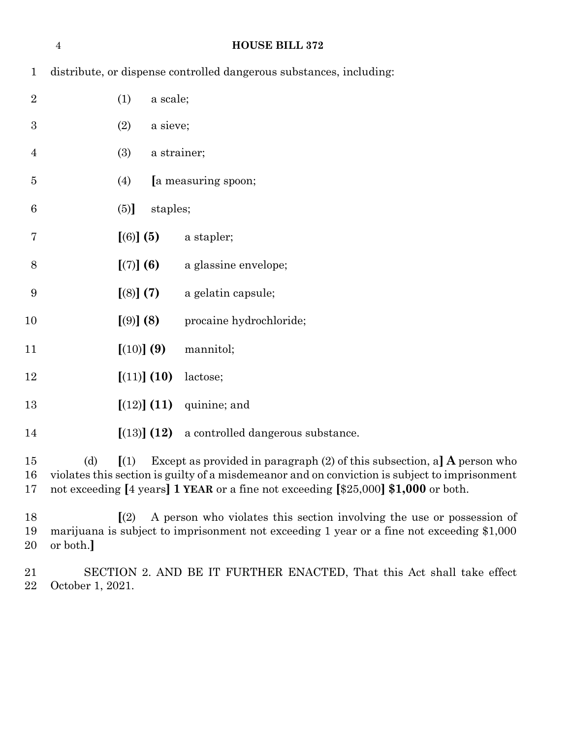distribute, or dispense controlled dangerous substances, including:

(1) a scale;

(2) a sieve;

(3) a strainer;

(4) [a measuring spoon;

(5)] staples;

[(6)] **(5)** a stapler;

[(7)] **(6)** a glassine envelope;

[(8)] **(7)** a gelatin capsule;

[(9)] **(8)** procaine hydrochloride;

[(10)] **(9)** mannitol;

[(11)] **(10)** lactose;

[(12)] **(11)** quinine; and

[(13)] **(12)** a controlled dangerous substance.

(d) [(1) Except as provided in paragraph (2) of this subsection, a] **A** person who violates this section is guilty of a misdemeanor and on conviction is subject to imprisonment not exceeding [4 years] **1 YEAR** or a fine not exceeding [$25,000] **$1,000** or both.

[(2) A person who violates this section involving the use or possession of marijuana is subject to imprisonment not exceeding 1 year or a fine not exceeding $1,000 or both.]

SECTION 2. AND BE IT FURTHER ENACTED, That this Act shall take effect October 1, 2021.